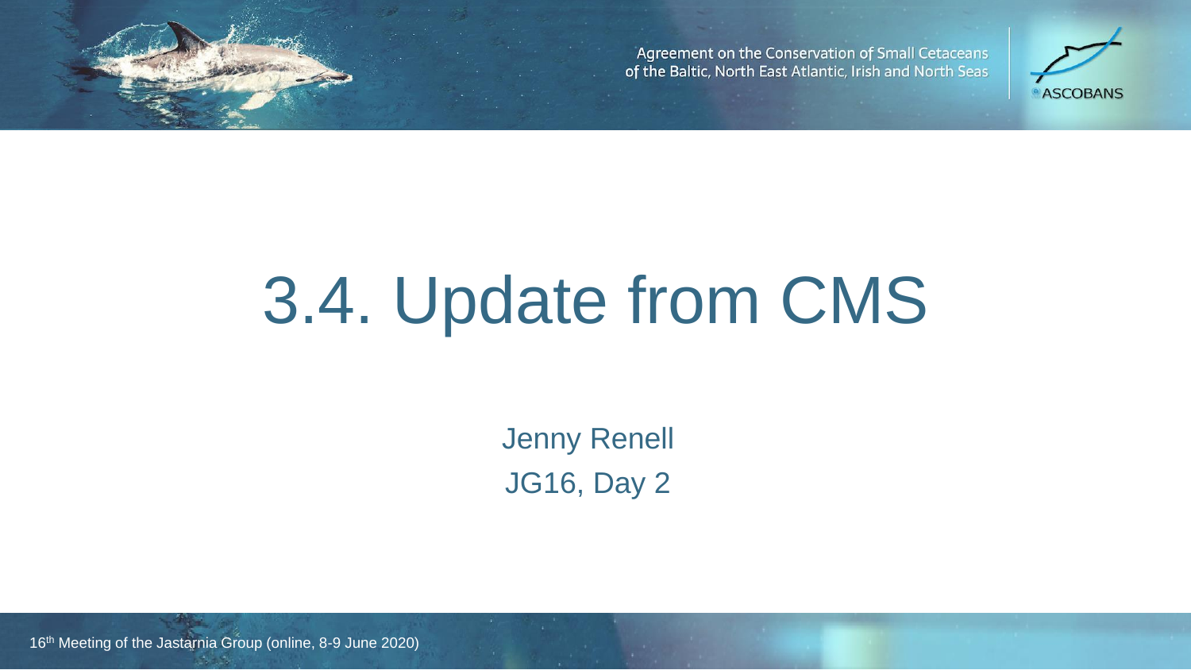Agreement on the Conservation of Small Cetaceans of the Baltic, North East Atlantic, Irish and North Seas

ASCOBANS

# 3.4. Update from CMS

Jenny Renell

JG16, Day 2

16th Meeting of the Jastarnia Group (online, 8-9 June 2020)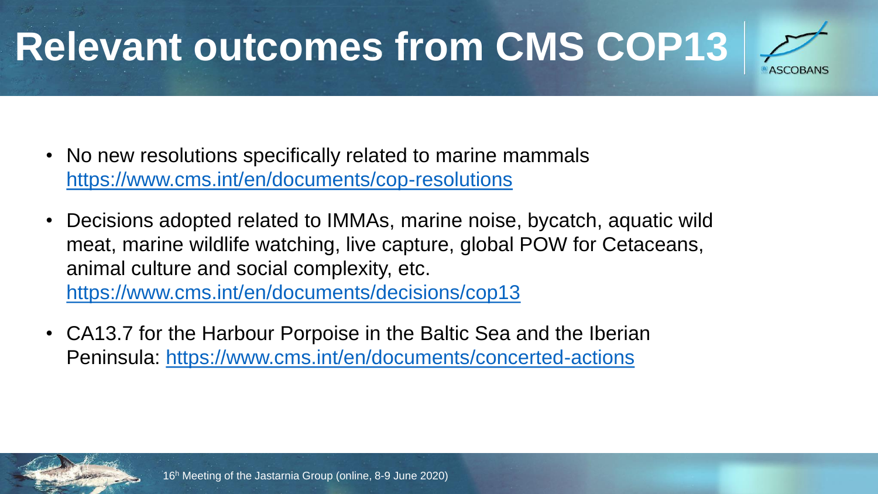# Relevant outcomes from CMS COP13

- No new resolutions specifically related to marine mammals https://www.cms.int/en/documents/cop-resolutions
- Decisions adopted related to IMMAs, marine noise, bycatch, aquatic wild meat, marine wildlife watching, live capture, global POW for Cetaceans, animal culture and social complexity, etc. https://www.cms.int/en/documents/decisions/cop13
- CA13.7 for the Harbour Porpoise in the Baltic Sea and the Iberian Peninsula: https://www.cms.int/en/documents/concerted-actions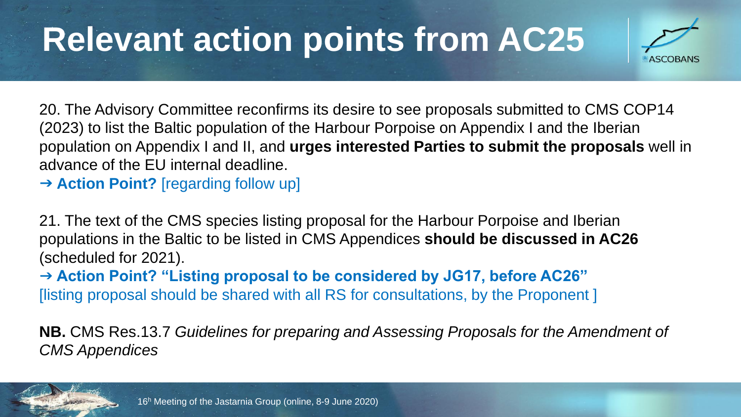# Relevant action points from AC25

20. The Advisory Committee reconfirms its desire to see proposals submitted to CMS COP14 (2023) to list the Baltic population of the Harbour Porpoise on Appendix I and the Iberian population on Appendix I and II, and **urges interested Parties to submit the proposals** well in advance of the EU internal deadline.

➔ **Action Point?** [regarding follow up]

21. The text of the CMS species listing proposal for the Harbour Porpoise and Iberian populations in the Baltic to be listed in CMS Appendices **should be discussed in AC26** (scheduled for 2021).

➔ **Action Point? "Listing proposal to be considered by JG17, before AC26"**
[listing proposal should be shared with all RS for consultations, by the Proponent ]

**NB.** CMS Res.13.7 *Guidelines for preparing and Assessing Proposals for the Amendment of CMS Appendices*